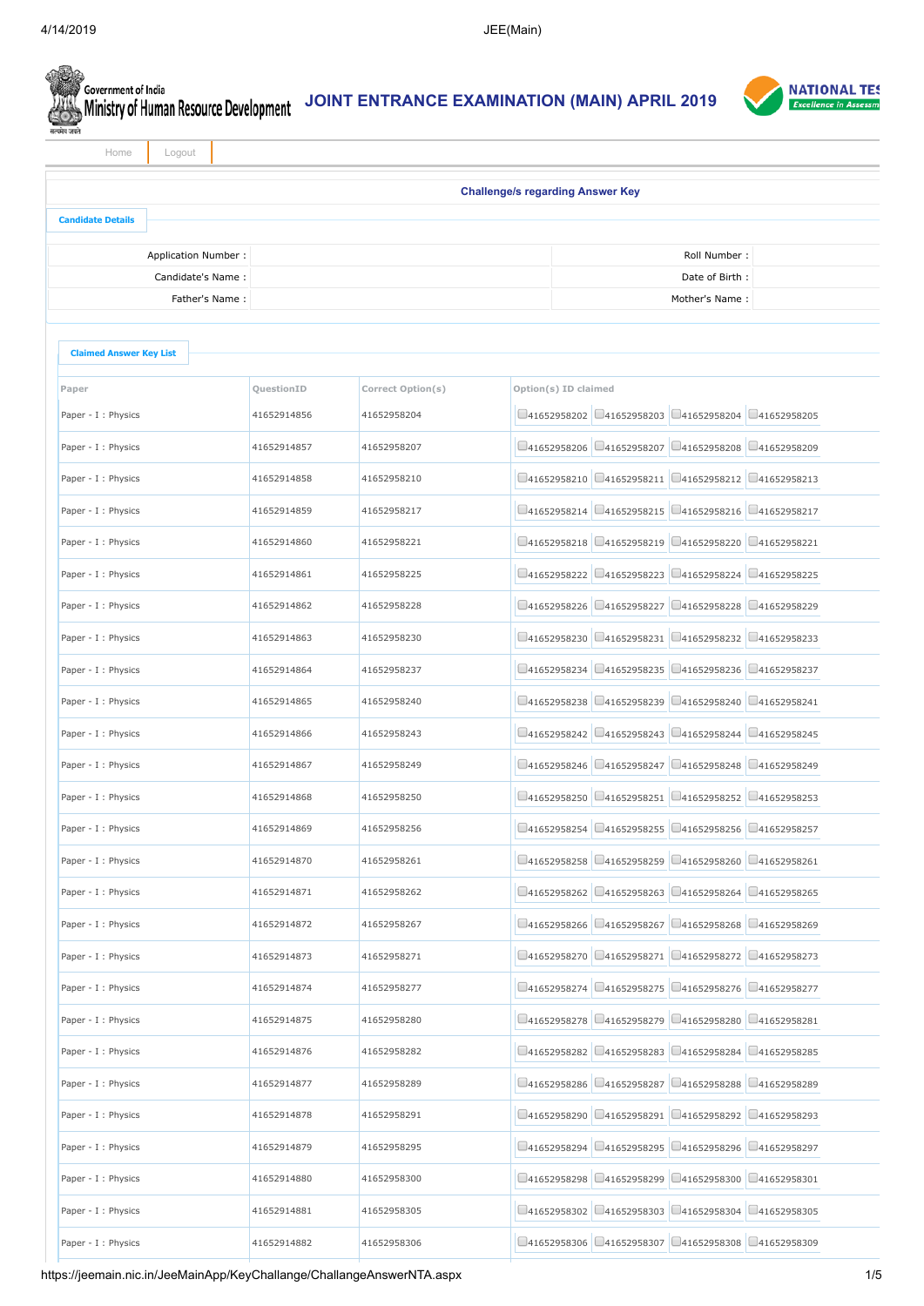Government of India
Ministry of Human Resource Development

# JOINT ENTRANCE EXAMINATION (MAIN) APRIL 2019

NATIONAL TES
Excellence in Assessm

Home | Logout

## Challenge/s regarding Answer Key

### Candidate Details

| | | | |
|---|---|---|---|
| Application Number : | | Roll Number : | |
| Candidate's Name : | | Date of Birth : | |
| Father's Name : | | Mother's Name : | |

### Claimed Answer Key List

| Paper | QuestionID | Correct Option(s) | Option(s) ID claimed | | | |
|---|---|---|---|---|---|---|
| Paper - I : Physics | 41652914856 | 41652958204 | 41652958202 | 41652958203 | 41652958204 | 41652958205 |
| Paper - I : Physics | 41652914857 | 41652958207 | 41652958206 | 41652958207 | 41652958208 | 41652958209 |
| Paper - I : Physics | 41652914858 | 41652958210 | 41652958210 | 41652958211 | 41652958212 | 41652958213 |
| Paper - I : Physics | 41652914859 | 41652958217 | 41652958214 | 41652958215 | 41652958216 | 41652958217 |
| Paper - I : Physics | 41652914860 | 41652958221 | 41652958218 | 41652958219 | 41652958220 | 41652958221 |
| Paper - I : Physics | 41652914861 | 41652958225 | 41652958222 | 41652958223 | 41652958224 | 41652958225 |
| Paper - I : Physics | 41652914862 | 41652958228 | 41652958226 | 41652958227 | 41652958228 | 41652958229 |
| Paper - I : Physics | 41652914863 | 41652958230 | 41652958230 | 41652958231 | 41652958232 | 41652958233 |
| Paper - I : Physics | 41652914864 | 41652958237 | 41652958234 | 41652958235 | 41652958236 | 41652958237 |
| Paper - I : Physics | 41652914865 | 41652958240 | 41652958238 | 41652958239 | 41652958240 | 41652958241 |
| Paper - I : Physics | 41652914866 | 41652958243 | 41652958242 | 41652958243 | 41652958244 | 41652958245 |
| Paper - I : Physics | 41652914867 | 41652958249 | 41652958246 | 41652958247 | 41652958248 | 41652958249 |
| Paper - I : Physics | 41652914868 | 41652958250 | 41652958250 | 41652958251 | 41652958252 | 41652958253 |
| Paper - I : Physics | 41652914869 | 41652958256 | 41652958254 | 41652958255 | 41652958256 | 41652958257 |
| Paper - I : Physics | 41652914870 | 41652958261 | 41652958258 | 41652958259 | 41652958260 | 41652958261 |
| Paper - I : Physics | 41652914871 | 41652958262 | 41652958262 | 41652958263 | 41652958264 | 41652958265 |
| Paper - I : Physics | 41652914872 | 41652958267 | 41652958266 | 41652958267 | 41652958268 | 41652958269 |
| Paper - I : Physics | 41652914873 | 41652958271 | 41652958270 | 41652958271 | 41652958272 | 41652958273 |
| Paper - I : Physics | 41652914874 | 41652958277 | 41652958274 | 41652958275 | 41652958276 | 41652958277 |
| Paper - I : Physics | 41652914875 | 41652958280 | 41652958278 | 41652958279 | 41652958280 | 41652958281 |
| Paper - I : Physics | 41652914876 | 41652958282 | 41652958282 | 41652958283 | 41652958284 | 41652958285 |
| Paper - I : Physics | 41652914877 | 41652958289 | 41652958286 | 41652958287 | 41652958288 | 41652958289 |
| Paper - I : Physics | 41652914878 | 41652958291 | 41652958290 | 41652958291 | 41652958292 | 41652958293 |
| Paper - I : Physics | 41652914879 | 41652958295 | 41652958294 | 41652958295 | 41652958296 | 41652958297 |
| Paper - I : Physics | 41652914880 | 41652958300 | 41652958298 | 41652958299 | 41652958300 | 41652958301 |
| Paper - I : Physics | 41652914881 | 41652958305 | 41652958302 | 41652958303 | 41652958304 | 41652958305 |
| Paper - I : Physics | 41652914882 | 41652958306 | 41652958306 | 41652958307 | 41652958308 | 41652958309 |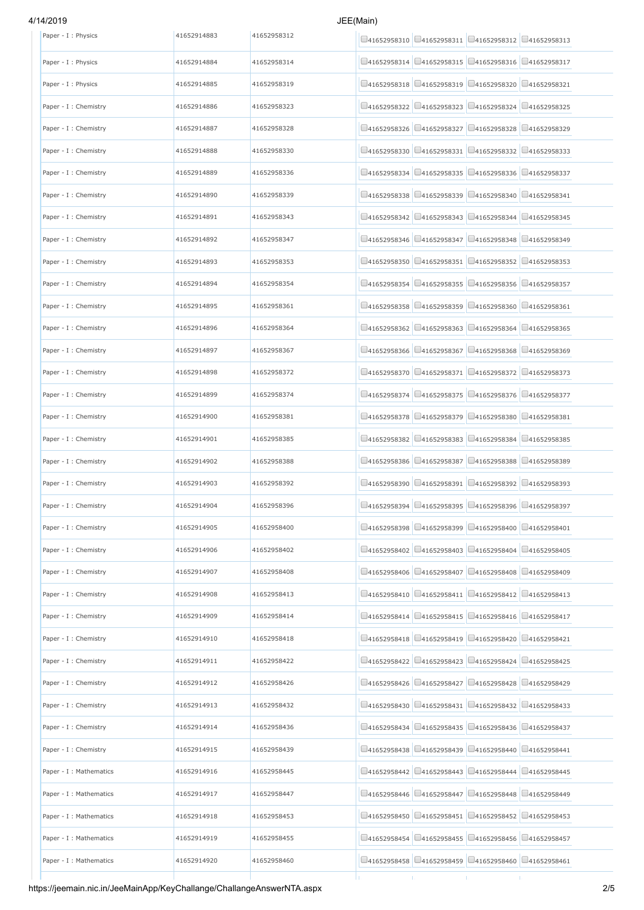| | | | | | | |
|---|---|---|---|---|---|---|
| Paper - I : Physics | 41652914883 | 41652958312 | 41652958310 | 41652958311 | 41652958312 | 41652958313 |
| Paper - I : Physics | 41652914884 | 41652958314 | 41652958314 | 41652958315 | 41652958316 | 41652958317 |
| Paper - I : Physics | 41652914885 | 41652958319 | 41652958318 | 41652958319 | 41652958320 | 41652958321 |
| Paper - I : Chemistry | 41652914886 | 41652958323 | 41652958322 | 41652958323 | 41652958324 | 41652958325 |
| Paper - I : Chemistry | 41652914887 | 41652958328 | 41652958326 | 41652958327 | 41652958328 | 41652958329 |
| Paper - I : Chemistry | 41652914888 | 41652958330 | 41652958330 | 41652958331 | 41652958332 | 41652958333 |
| Paper - I : Chemistry | 41652914889 | 41652958336 | 41652958334 | 41652958335 | 41652958336 | 41652958337 |
| Paper - I : Chemistry | 41652914890 | 41652958339 | 41652958338 | 41652958339 | 41652958340 | 41652958341 |
| Paper - I : Chemistry | 41652914891 | 41652958343 | 41652958342 | 41652958343 | 41652958344 | 41652958345 |
| Paper - I : Chemistry | 41652914892 | 41652958347 | 41652958346 | 41652958347 | 41652958348 | 41652958349 |
| Paper - I : Chemistry | 41652914893 | 41652958353 | 41652958350 | 41652958351 | 41652958352 | 41652958353 |
| Paper - I : Chemistry | 41652914894 | 41652958354 | 41652958354 | 41652958355 | 41652958356 | 41652958357 |
| Paper - I : Chemistry | 41652914895 | 41652958361 | 41652958358 | 41652958359 | 41652958360 | 41652958361 |
| Paper - I : Chemistry | 41652914896 | 41652958364 | 41652958362 | 41652958363 | 41652958364 | 41652958365 |
| Paper - I : Chemistry | 41652914897 | 41652958367 | 41652958366 | 41652958367 | 41652958368 | 41652958369 |
| Paper - I : Chemistry | 41652914898 | 41652958372 | 41652958370 | 41652958371 | 41652958372 | 41652958373 |
| Paper - I : Chemistry | 41652914899 | 41652958374 | 41652958374 | 41652958375 | 41652958376 | 41652958377 |
| Paper - I : Chemistry | 41652914900 | 41652958381 | 41652958378 | 41652958379 | 41652958380 | 41652958381 |
| Paper - I : Chemistry | 41652914901 | 41652958385 | 41652958382 | 41652958383 | 41652958384 | 41652958385 |
| Paper - I : Chemistry | 41652914902 | 41652958388 | 41652958386 | 41652958387 | 41652958388 | 41652958389 |
| Paper - I : Chemistry | 41652914903 | 41652958392 | 41652958390 | 41652958391 | 41652958392 | 41652958393 |
| Paper - I : Chemistry | 41652914904 | 41652958396 | 41652958394 | 41652958395 | 41652958396 | 41652958397 |
| Paper - I : Chemistry | 41652914905 | 41652958400 | 41652958398 | 41652958399 | 41652958400 | 41652958401 |
| Paper - I : Chemistry | 41652914906 | 41652958402 | 41652958402 | 41652958403 | 41652958404 | 41652958405 |
| Paper - I : Chemistry | 41652914907 | 41652958408 | 41652958406 | 41652958407 | 41652958408 | 41652958409 |
| Paper - I : Chemistry | 41652914908 | 41652958413 | 41652958410 | 41652958411 | 41652958412 | 41652958413 |
| Paper - I : Chemistry | 41652914909 | 41652958414 | 41652958414 | 41652958415 | 41652958416 | 41652958417 |
| Paper - I : Chemistry | 41652914910 | 41652958418 | 41652958418 | 41652958419 | 41652958420 | 41652958421 |
| Paper - I : Chemistry | 41652914911 | 41652958422 | 41652958422 | 41652958423 | 41652958424 | 41652958425 |
| Paper - I : Chemistry | 41652914912 | 41652958426 | 41652958426 | 41652958427 | 41652958428 | 41652958429 |
| Paper - I : Chemistry | 41652914913 | 41652958432 | 41652958430 | 41652958431 | 41652958432 | 41652958433 |
| Paper - I : Chemistry | 41652914914 | 41652958436 | 41652958434 | 41652958435 | 41652958436 | 41652958437 |
| Paper - I : Chemistry | 41652914915 | 41652958439 | 41652958438 | 41652958439 | 41652958440 | 41652958441 |
| Paper - I : Mathematics | 41652914916 | 41652958445 | 41652958442 | 41652958443 | 41652958444 | 41652958445 |
| Paper - I : Mathematics | 41652914917 | 41652958447 | 41652958446 | 41652958447 | 41652958448 | 41652958449 |
| Paper - I : Mathematics | 41652914918 | 41652958453 | 41652958450 | 41652958451 | 41652958452 | 41652958453 |
| Paper - I : Mathematics | 41652914919 | 41652958455 | 41652958454 | 41652958455 | 41652958456 | 41652958457 |
| Paper - I : Mathematics | 41652914920 | 41652958460 | 41652958458 | 41652958459 | 41652958460 | 41652958461 |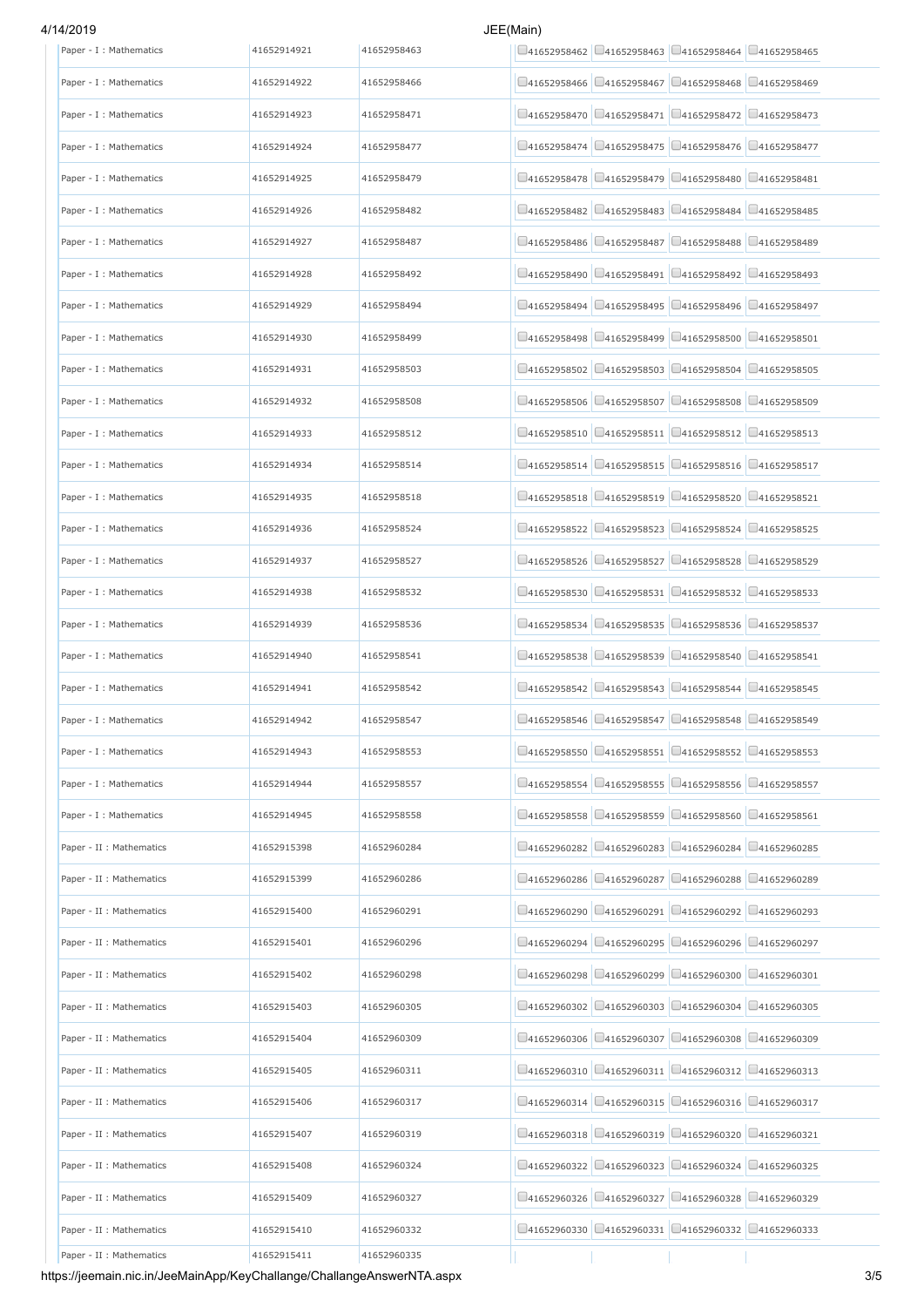| Paper - I : Mathematics | 41652914921 | 41652958463 | 41652958462 | 41652958463 | 41652958464 | 41652958465 |
|---|---|---|---|---|---|---|
| Paper - I : Mathematics | 41652914922 | 41652958466 | 41652958466 | 41652958467 | 41652958468 | 41652958469 |
| Paper - I : Mathematics | 41652914923 | 41652958471 | 41652958470 | 41652958471 | 41652958472 | 41652958473 |
| Paper - I : Mathematics | 41652914924 | 41652958477 | 41652958474 | 41652958475 | 41652958476 | 41652958477 |
| Paper - I : Mathematics | 41652914925 | 41652958479 | 41652958478 | 41652958479 | 41652958480 | 41652958481 |
| Paper - I : Mathematics | 41652914926 | 41652958482 | 41652958482 | 41652958483 | 41652958484 | 41652958485 |
| Paper - I : Mathematics | 41652914927 | 41652958487 | 41652958486 | 41652958487 | 41652958488 | 41652958489 |
| Paper - I : Mathematics | 41652914928 | 41652958492 | 41652958490 | 41652958491 | 41652958492 | 41652958493 |
| Paper - I : Mathematics | 41652914929 | 41652958494 | 41652958494 | 41652958495 | 41652958496 | 41652958497 |
| Paper - I : Mathematics | 41652914930 | 41652958499 | 41652958498 | 41652958499 | 41652958500 | 41652958501 |
| Paper - I : Mathematics | 41652914931 | 41652958503 | 41652958502 | 41652958503 | 41652958504 | 41652958505 |
| Paper - I : Mathematics | 41652914932 | 41652958508 | 41652958506 | 41652958507 | 41652958508 | 41652958509 |
| Paper - I : Mathematics | 41652914933 | 41652958512 | 41652958510 | 41652958511 | 41652958512 | 41652958513 |
| Paper - I : Mathematics | 41652914934 | 41652958514 | 41652958514 | 41652958515 | 41652958516 | 41652958517 |
| Paper - I : Mathematics | 41652914935 | 41652958518 | 41652958518 | 41652958519 | 41652958520 | 41652958521 |
| Paper - I : Mathematics | 41652914936 | 41652958524 | 41652958522 | 41652958523 | 41652958524 | 41652958525 |
| Paper - I : Mathematics | 41652914937 | 41652958527 | 41652958526 | 41652958527 | 41652958528 | 41652958529 |
| Paper - I : Mathematics | 41652914938 | 41652958532 | 41652958530 | 41652958531 | 41652958532 | 41652958533 |
| Paper - I : Mathematics | 41652914939 | 41652958536 | 41652958534 | 41652958535 | 41652958536 | 41652958537 |
| Paper - I : Mathematics | 41652914940 | 41652958541 | 41652958538 | 41652958539 | 41652958540 | 41652958541 |
| Paper - I : Mathematics | 41652914941 | 41652958542 | 41652958542 | 41652958543 | 41652958544 | 41652958545 |
| Paper - I : Mathematics | 41652914942 | 41652958547 | 41652958546 | 41652958547 | 41652958548 | 41652958549 |
| Paper - I : Mathematics | 41652914943 | 41652958553 | 41652958550 | 41652958551 | 41652958552 | 41652958553 |
| Paper - I : Mathematics | 41652914944 | 41652958557 | 41652958554 | 41652958555 | 41652958556 | 41652958557 |
| Paper - I : Mathematics | 41652914945 | 41652958558 | 41652958558 | 41652958559 | 41652958560 | 41652958561 |
| Paper - II : Mathematics | 41652915398 | 41652960284 | 41652960282 | 41652960283 | 41652960284 | 41652960285 |
| Paper - II : Mathematics | 41652915399 | 41652960286 | 41652960286 | 41652960287 | 41652960288 | 41652960289 |
| Paper - II : Mathematics | 41652915400 | 41652960291 | 41652960290 | 41652960291 | 41652960292 | 41652960293 |
| Paper - II : Mathematics | 41652915401 | 41652960296 | 41652960294 | 41652960295 | 41652960296 | 41652960297 |
| Paper - II : Mathematics | 41652915402 | 41652960298 | 41652960298 | 41652960299 | 41652960300 | 41652960301 |
| Paper - II : Mathematics | 41652915403 | 41652960305 | 41652960302 | 41652960303 | 41652960304 | 41652960305 |
| Paper - II : Mathematics | 41652915404 | 41652960309 | 41652960306 | 41652960307 | 41652960308 | 41652960309 |
| Paper - II : Mathematics | 41652915405 | 41652960311 | 41652960310 | 41652960311 | 41652960312 | 41652960313 |
| Paper - II : Mathematics | 41652915406 | 41652960317 | 41652960314 | 41652960315 | 41652960316 | 41652960317 |
| Paper - II : Mathematics | 41652915407 | 41652960319 | 41652960318 | 41652960319 | 41652960320 | 41652960321 |
| Paper - II : Mathematics | 41652915408 | 41652960324 | 41652960322 | 41652960323 | 41652960324 | 41652960325 |
| Paper - II : Mathematics | 41652915409 | 41652960327 | 41652960326 | 41652960327 | 41652960328 | 41652960329 |
| Paper - II : Mathematics | 41652915410 | 41652960332 | 41652960330 | 41652960331 | 41652960332 | 41652960333 |
| Paper - II : Mathematics | 41652915411 | 41652960335 | | | | |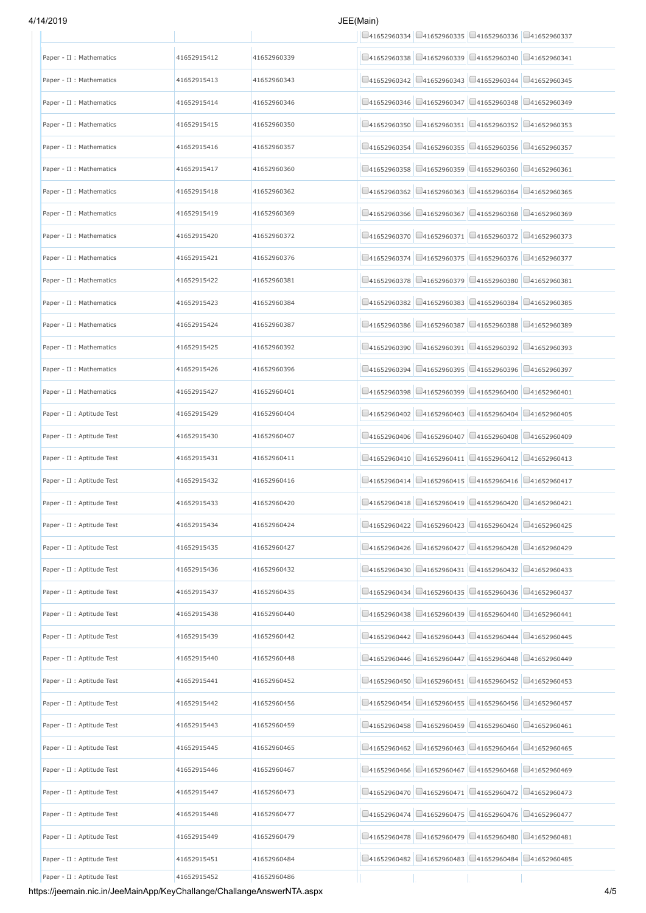| | | | | | | |
|---|---|---|---|---|---|---|
| | | | 41652960334 | 41652960335 | 41652960336 | 41652960337 |
| Paper - II : Mathematics | 41652915412 | 41652960339 | 41652960338 | 41652960339 | 41652960340 | 41652960341 |
| Paper - II : Mathematics | 41652915413 | 41652960343 | 41652960342 | 41652960343 | 41652960344 | 41652960345 |
| Paper - II : Mathematics | 41652915414 | 41652960346 | 41652960346 | 41652960347 | 41652960348 | 41652960349 |
| Paper - II : Mathematics | 41652915415 | 41652960350 | 41652960350 | 41652960351 | 41652960352 | 41652960353 |
| Paper - II : Mathematics | 41652915416 | 41652960357 | 41652960354 | 41652960355 | 41652960356 | 41652960357 |
| Paper - II : Mathematics | 41652915417 | 41652960360 | 41652960358 | 41652960359 | 41652960360 | 41652960361 |
| Paper - II : Mathematics | 41652915418 | 41652960362 | 41652960362 | 41652960363 | 41652960364 | 41652960365 |
| Paper - II : Mathematics | 41652915419 | 41652960369 | 41652960366 | 41652960367 | 41652960368 | 41652960369 |
| Paper - II : Mathematics | 41652915420 | 41652960372 | 41652960370 | 41652960371 | 41652960372 | 41652960373 |
| Paper - II : Mathematics | 41652915421 | 41652960376 | 41652960374 | 41652960375 | 41652960376 | 41652960377 |
| Paper - II : Mathematics | 41652915422 | 41652960381 | 41652960378 | 41652960379 | 41652960380 | 41652960381 |
| Paper - II : Mathematics | 41652915423 | 41652960384 | 41652960382 | 41652960383 | 41652960384 | 41652960385 |
| Paper - II : Mathematics | 41652915424 | 41652960387 | 41652960386 | 41652960387 | 41652960388 | 41652960389 |
| Paper - II : Mathematics | 41652915425 | 41652960392 | 41652960390 | 41652960391 | 41652960392 | 41652960393 |
| Paper - II : Mathematics | 41652915426 | 41652960396 | 41652960394 | 41652960395 | 41652960396 | 41652960397 |
| Paper - II : Mathematics | 41652915427 | 41652960401 | 41652960398 | 41652960399 | 41652960400 | 41652960401 |
| Paper - II : Aptitude Test | 41652915429 | 41652960404 | 41652960402 | 41652960403 | 41652960404 | 41652960405 |
| Paper - II : Aptitude Test | 41652915430 | 41652960407 | 41652960406 | 41652960407 | 41652960408 | 41652960409 |
| Paper - II : Aptitude Test | 41652915431 | 41652960411 | 41652960410 | 41652960411 | 41652960412 | 41652960413 |
| Paper - II : Aptitude Test | 41652915432 | 41652960416 | 41652960414 | 41652960415 | 41652960416 | 41652960417 |
| Paper - II : Aptitude Test | 41652915433 | 41652960420 | 41652960418 | 41652960419 | 41652960420 | 41652960421 |
| Paper - II : Aptitude Test | 41652915434 | 41652960424 | 41652960422 | 41652960423 | 41652960424 | 41652960425 |
| Paper - II : Aptitude Test | 41652915435 | 41652960427 | 41652960426 | 41652960427 | 41652960428 | 41652960429 |
| Paper - II : Aptitude Test | 41652915436 | 41652960432 | 41652960430 | 41652960431 | 41652960432 | 41652960433 |
| Paper - II : Aptitude Test | 41652915437 | 41652960435 | 41652960434 | 41652960435 | 41652960436 | 41652960437 |
| Paper - II : Aptitude Test | 41652915438 | 41652960440 | 41652960438 | 41652960439 | 41652960440 | 41652960441 |
| Paper - II : Aptitude Test | 41652915439 | 41652960442 | 41652960442 | 41652960443 | 41652960444 | 41652960445 |
| Paper - II : Aptitude Test | 41652915440 | 41652960448 | 41652960446 | 41652960447 | 41652960448 | 41652960449 |
| Paper - II : Aptitude Test | 41652915441 | 41652960452 | 41652960450 | 41652960451 | 41652960452 | 41652960453 |
| Paper - II : Aptitude Test | 41652915442 | 41652960456 | 41652960454 | 41652960455 | 41652960456 | 41652960457 |
| Paper - II : Aptitude Test | 41652915443 | 41652960459 | 41652960458 | 41652960459 | 41652960460 | 41652960461 |
| Paper - II : Aptitude Test | 41652915445 | 41652960465 | 41652960462 | 41652960463 | 41652960464 | 41652960465 |
| Paper - II : Aptitude Test | 41652915446 | 41652960467 | 41652960466 | 41652960467 | 41652960468 | 41652960469 |
| Paper - II : Aptitude Test | 41652915447 | 41652960473 | 41652960470 | 41652960471 | 41652960472 | 41652960473 |
| Paper - II : Aptitude Test | 41652915448 | 41652960477 | 41652960474 | 41652960475 | 41652960476 | 41652960477 |
| Paper - II : Aptitude Test | 41652915449 | 41652960479 | 41652960478 | 41652960479 | 41652960480 | 41652960481 |
| Paper - II : Aptitude Test | 41652915451 | 41652960484 | 41652960482 | 41652960483 | 41652960484 | 41652960485 |
| Paper - II : Aptitude Test | 41652915452 | 41652960486 | | | | |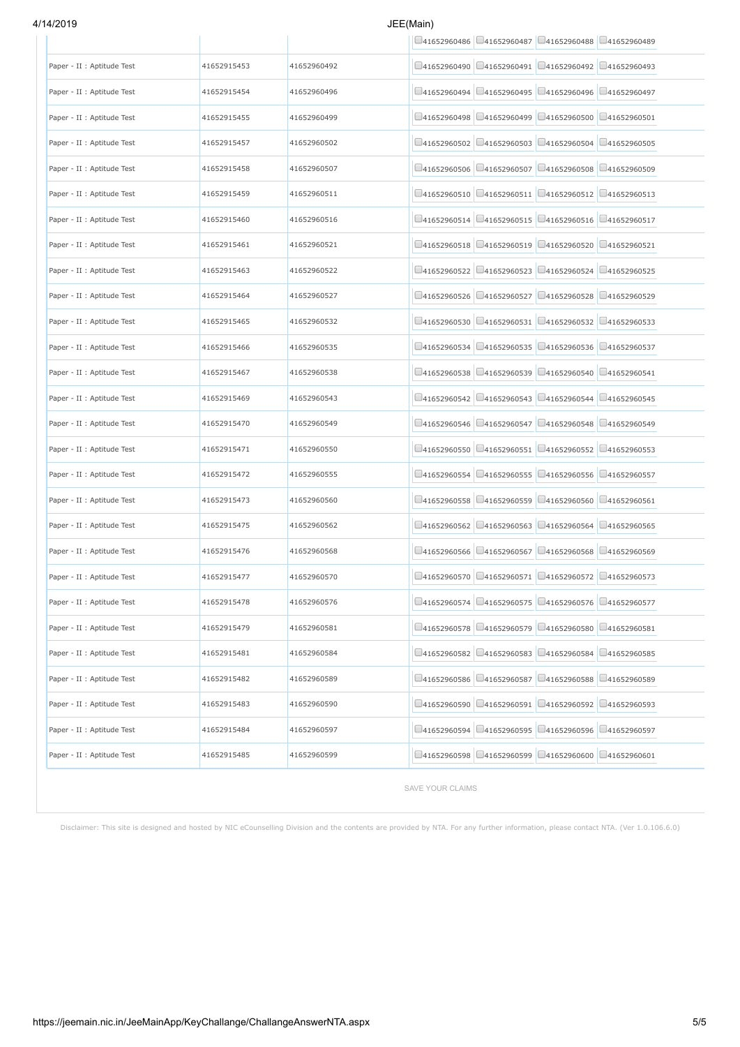| | | | | | | |
|---|---|---|---|---|---|---|
| | | | 41652960486 | 41652960487 | 41652960488 | 41652960489 |
| Paper - II : Aptitude Test | 41652915453 | 41652960492 | 41652960490 | 41652960491 | 41652960492 | 41652960493 |
| Paper - II : Aptitude Test | 41652915454 | 41652960496 | 41652960494 | 41652960495 | 41652960496 | 41652960497 |
| Paper - II : Aptitude Test | 41652915455 | 41652960499 | 41652960498 | 41652960499 | 41652960500 | 41652960501 |
| Paper - II : Aptitude Test | 41652915457 | 41652960502 | 41652960502 | 41652960503 | 41652960504 | 41652960505 |
| Paper - II : Aptitude Test | 41652915458 | 41652960507 | 41652960506 | 41652960507 | 41652960508 | 41652960509 |
| Paper - II : Aptitude Test | 41652915459 | 41652960511 | 41652960510 | 41652960511 | 41652960512 | 41652960513 |
| Paper - II : Aptitude Test | 41652915460 | 41652960516 | 41652960514 | 41652960515 | 41652960516 | 41652960517 |
| Paper - II : Aptitude Test | 41652915461 | 41652960521 | 41652960518 | 41652960519 | 41652960520 | 41652960521 |
| Paper - II : Aptitude Test | 41652915463 | 41652960522 | 41652960522 | 41652960523 | 41652960524 | 41652960525 |
| Paper - II : Aptitude Test | 41652915464 | 41652960527 | 41652960526 | 41652960527 | 41652960528 | 41652960529 |
| Paper - II : Aptitude Test | 41652915465 | 41652960532 | 41652960530 | 41652960531 | 41652960532 | 41652960533 |
| Paper - II : Aptitude Test | 41652915466 | 41652960535 | 41652960534 | 41652960535 | 41652960536 | 41652960537 |
| Paper - II : Aptitude Test | 41652915467 | 41652960538 | 41652960538 | 41652960539 | 41652960540 | 41652960541 |
| Paper - II : Aptitude Test | 41652915469 | 41652960543 | 41652960542 | 41652960543 | 41652960544 | 41652960545 |
| Paper - II : Aptitude Test | 41652915470 | 41652960549 | 41652960546 | 41652960547 | 41652960548 | 41652960549 |
| Paper - II : Aptitude Test | 41652915471 | 41652960550 | 41652960550 | 41652960551 | 41652960552 | 41652960553 |
| Paper - II : Aptitude Test | 41652915472 | 41652960555 | 41652960554 | 41652960555 | 41652960556 | 41652960557 |
| Paper - II : Aptitude Test | 41652915473 | 41652960560 | 41652960558 | 41652960559 | 41652960560 | 41652960561 |
| Paper - II : Aptitude Test | 41652915475 | 41652960562 | 41652960562 | 41652960563 | 41652960564 | 41652960565 |
| Paper - II : Aptitude Test | 41652915476 | 41652960568 | 41652960566 | 41652960567 | 41652960568 | 41652960569 |
| Paper - II : Aptitude Test | 41652915477 | 41652960570 | 41652960570 | 41652960571 | 41652960572 | 41652960573 |
| Paper - II : Aptitude Test | 41652915478 | 41652960576 | 41652960574 | 41652960575 | 41652960576 | 41652960577 |
| Paper - II : Aptitude Test | 41652915479 | 41652960581 | 41652960578 | 41652960579 | 41652960580 | 41652960581 |
| Paper - II : Aptitude Test | 41652915481 | 41652960584 | 41652960582 | 41652960583 | 41652960584 | 41652960585 |
| Paper - II : Aptitude Test | 41652915482 | 41652960589 | 41652960586 | 41652960587 | 41652960588 | 41652960589 |
| Paper - II : Aptitude Test | 41652915483 | 41652960590 | 41652960590 | 41652960591 | 41652960592 | 41652960593 |
| Paper - II : Aptitude Test | 41652915484 | 41652960597 | 41652960594 | 41652960595 | 41652960596 | 41652960597 |
| Paper - II : Aptitude Test | 41652915485 | 41652960599 | 41652960598 | 41652960599 | 41652960600 | 41652960601 |

SAVE YOUR CLAIMS

Disclaimer: This site is designed and hosted by NIC eCounselling Division and the contents are provided by NTA. For any further information, please contact NTA. (Ver 1.0.106.6.0)